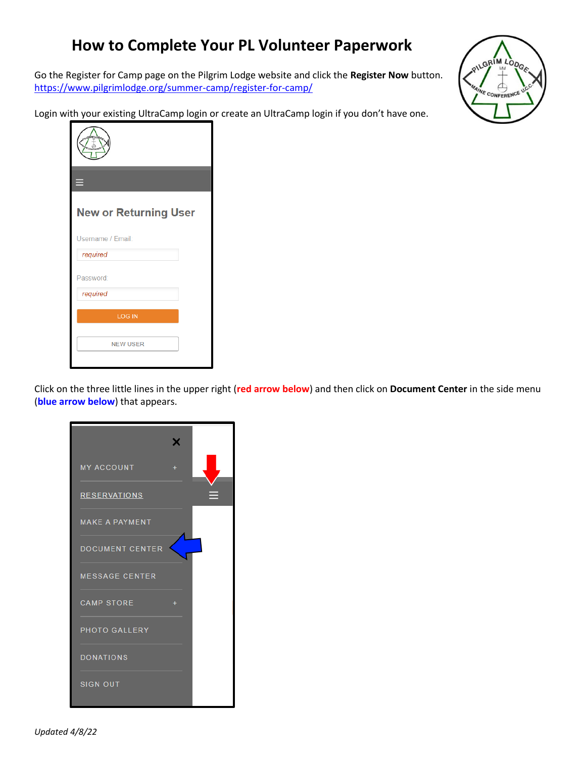# How to Complete Your PL Volunteer Paperwork

Go the Register for Camp page on the Pilgrim Lodge website and click the **Register Now** button.
https://www.pilgrimlodge.org/summer-camp/register-for-camp/

Login with your existing UltraCamp login or create an UltraCamp login if you don't have one.

Click on the three little lines in the upper right (**red arrow below**) and then click on **Document Center** in the side menu (**blue arrow below**) that appears.

*Updated 4/8/22*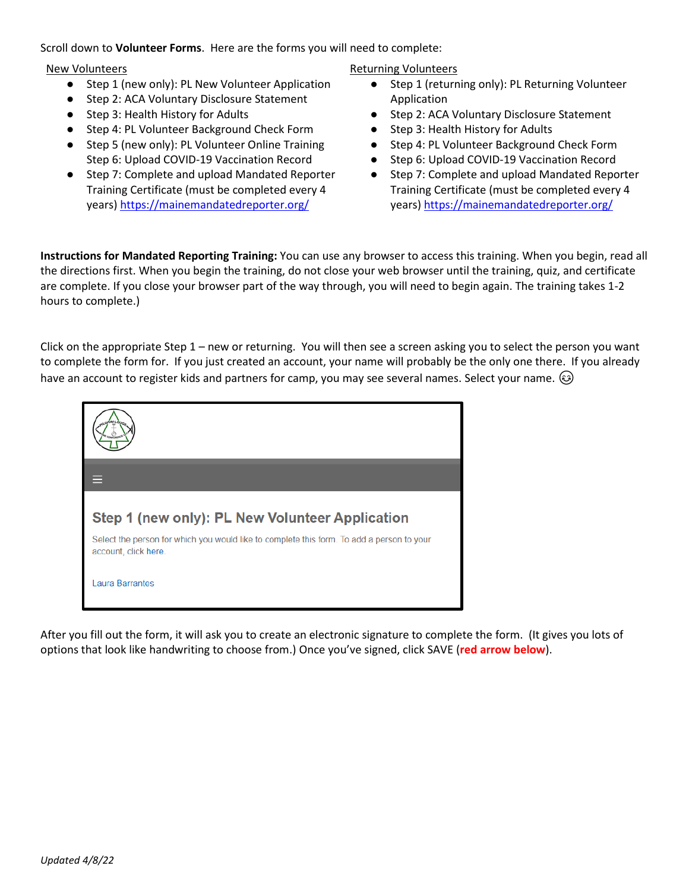Scroll down to **Volunteer Forms**. Here are the forms you will need to complete:

New Volunteers

- Step 1 (new only): PL New Volunteer Application
- Step 2: ACA Voluntary Disclosure Statement
- Step 3: Health History for Adults
- Step 4: PL Volunteer Background Check Form
- Step 5 (new only): PL Volunteer Online Training
  Step 6: Upload COVID-19 Vaccination Record
- Step 7: Complete and upload Mandated Reporter Training Certificate (must be completed every 4 years) https://mainemandatedreporter.org/

Returning Volunteers

- Step 1 (returning only): PL Returning Volunteer Application
- Step 2: ACA Voluntary Disclosure Statement
- Step 3: Health History for Adults
- Step 4: PL Volunteer Background Check Form
- Step 6: Upload COVID-19 Vaccination Record
- Step 7: Complete and upload Mandated Reporter Training Certificate (must be completed every 4 years) https://mainemandatedreporter.org/

**Instructions for Mandated Reporting Training:** You can use any browser to access this training. When you begin, read all the directions first. When you begin the training, do not close your web browser until the training, quiz, and certificate are complete. If you close your browser part of the way through, you will need to begin again. The training takes 1-2 hours to complete.)

Click on the appropriate Step 1 – new or returning. You will then see a screen asking you to select the person you want to complete the form for. If you just created an account, your name will probably be the only one there. If you already have an account to register kids and partners for camp, you may see several names. Select your name. 😉

**Step 1 (new only): PL New Volunteer Application**

Select the person for which you would like to complete this form. To add a person to your account, click here.

Laura Barrantes

After you fill out the form, it will ask you to create an electronic signature to complete the form. (It gives you lots of options that look like handwriting to choose from.) Once you've signed, click SAVE (**red arrow below**).

*Updated 4/8/22*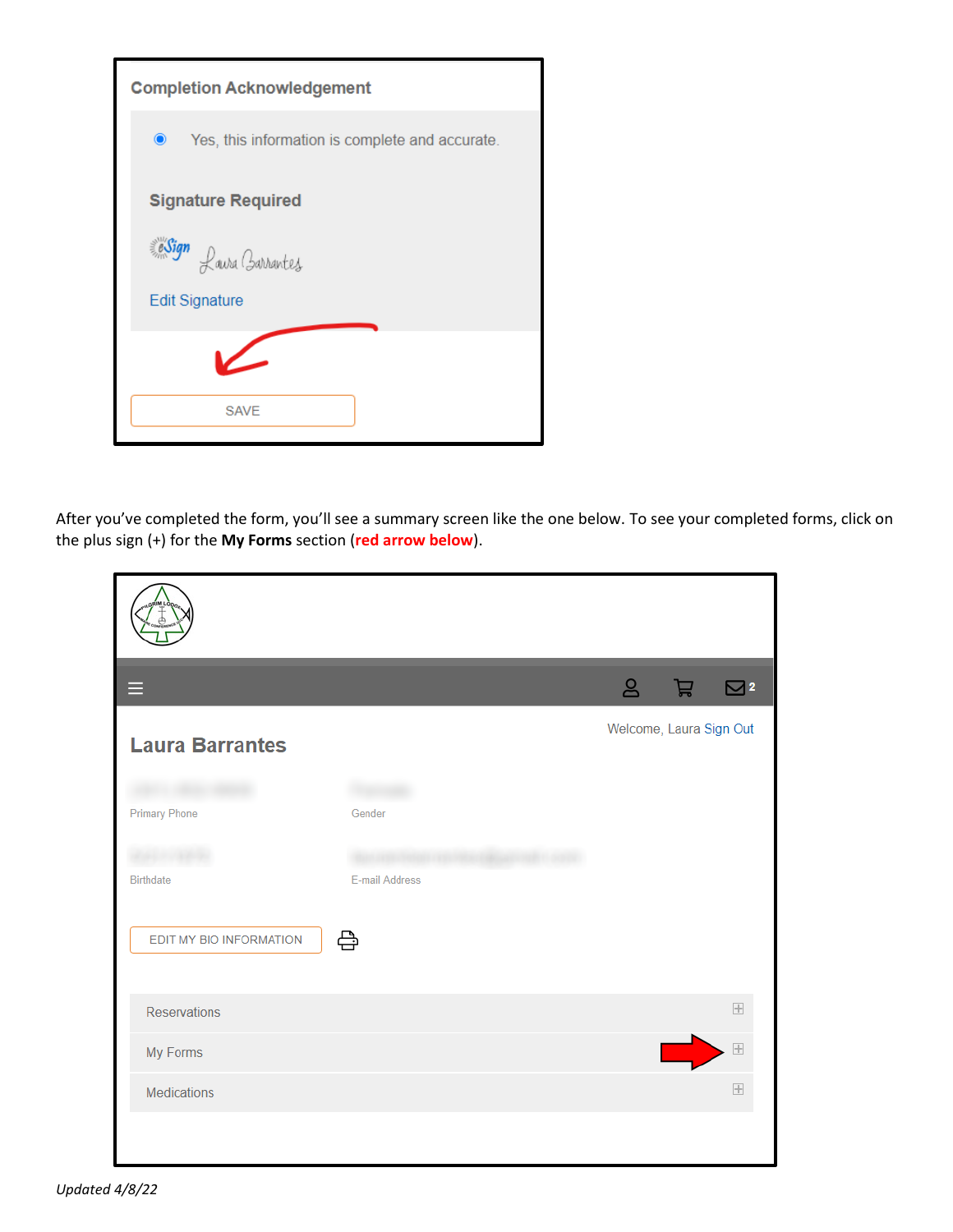Completion Acknowledgement

Yes, this information is complete and accurate.

Signature Required

Edit Signature

SAVE

After you've completed the form, you'll see a summary screen like the one below. To see your completed forms, click on the plus sign (+) for the **My Forms** section (**red arrow below**).

Welcome, Laura Sign Out

Laura Barrantes

Primary Phone

Gender

Birthdate

E-mail Address

EDIT MY BIO INFORMATION

Reservations

My Forms

Medications

*Updated 4/8/22*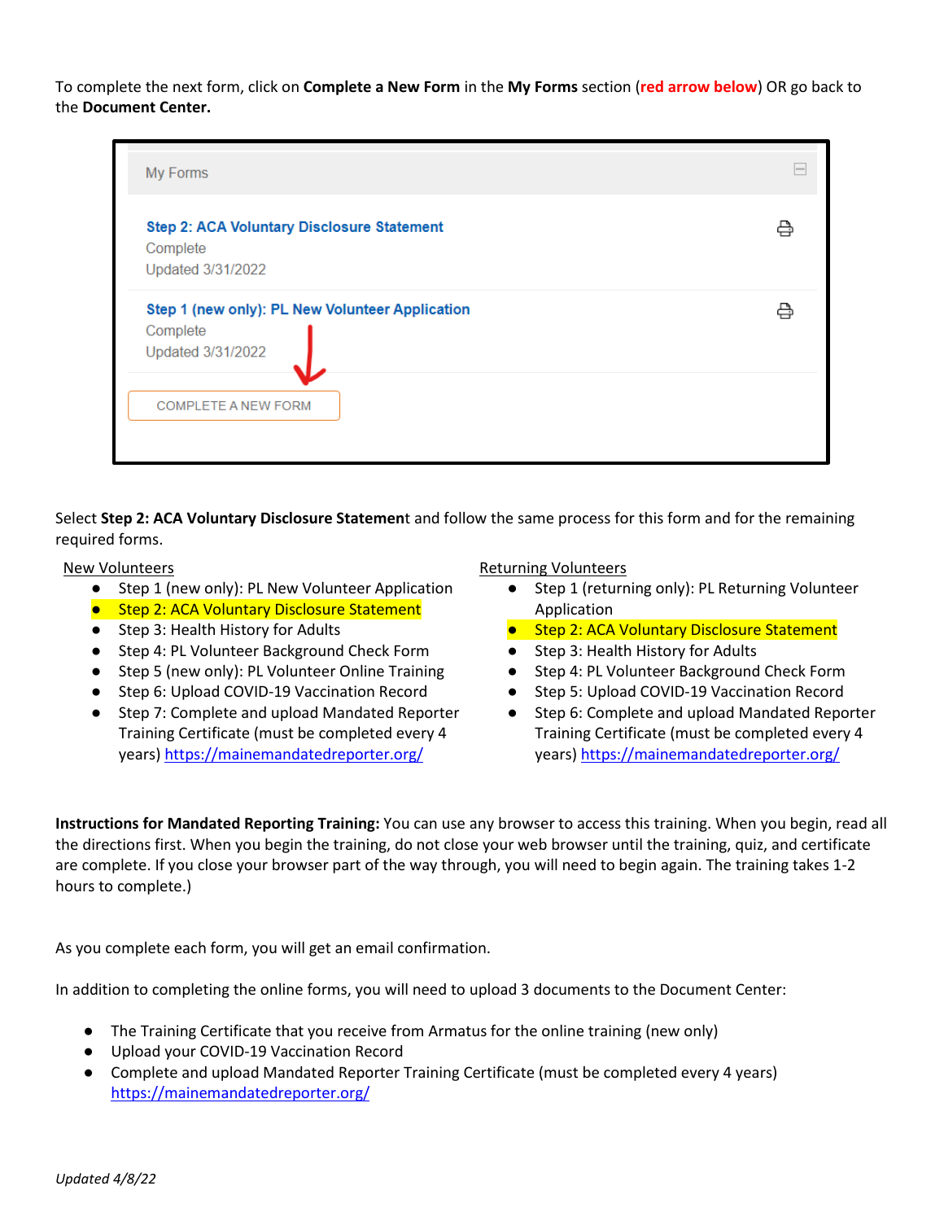To complete the next form, click on **Complete a New Form** in the **My Forms** section (**red arrow below**) OR go back to the **Document Center.**

My Forms

**Step 2: ACA Voluntary Disclosure Statement**
Complete
Updated 3/31/2022

**Step 1 (new only): PL New Volunteer Application**
Complete
Updated 3/31/2022

COMPLETE A NEW FORM

Select **Step 2: ACA Voluntary Disclosure Statemen**t and follow the same process for this form and for the remaining required forms.

New Volunteers

- Step 1 (new only): PL New Volunteer Application
- Step 2: ACA Voluntary Disclosure Statement
- Step 3: Health History for Adults
- Step 4: PL Volunteer Background Check Form
- Step 5 (new only): PL Volunteer Online Training
- Step 6: Upload COVID-19 Vaccination Record
- Step 7: Complete and upload Mandated Reporter Training Certificate (must be completed every 4 years) https://mainemandatedreporter.org/

Returning Volunteers

- Step 1 (returning only): PL Returning Volunteer Application
- Step 2: ACA Voluntary Disclosure Statement
- Step 3: Health History for Adults
- Step 4: PL Volunteer Background Check Form
- Step 5: Upload COVID-19 Vaccination Record
- Step 6: Complete and upload Mandated Reporter Training Certificate (must be completed every 4 years) https://mainemandatedreporter.org/

**Instructions for Mandated Reporting Training:** You can use any browser to access this training. When you begin, read all the directions first. When you begin the training, do not close your web browser until the training, quiz, and certificate are complete. If you close your browser part of the way through, you will need to begin again. The training takes 1-2 hours to complete.)

As you complete each form, you will get an email confirmation.

In addition to completing the online forms, you will need to upload 3 documents to the Document Center:

- The Training Certificate that you receive from Armatus for the online training (new only)
- Upload your COVID-19 Vaccination Record
- Complete and upload Mandated Reporter Training Certificate (must be completed every 4 years) https://mainemandatedreporter.org/

*Updated 4/8/22*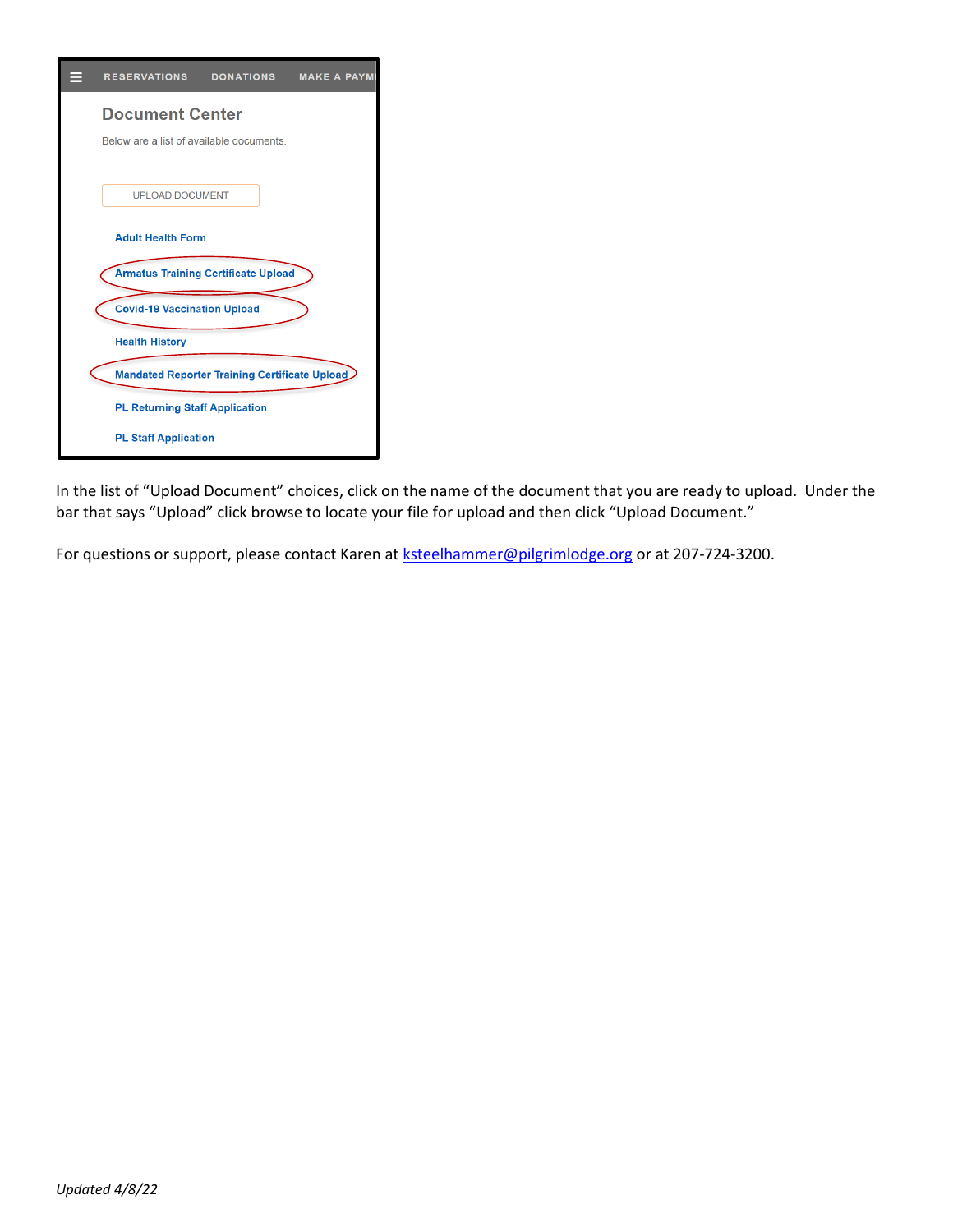RESERVATIONS DONATIONS MAKE A PAYMI

Document Center

Below are a list of available documents.

UPLOAD DOCUMENT

Adult Health Form

Armatus Training Certificate Upload

Covid-19 Vaccination Upload

Health History

Mandated Reporter Training Certificate Upload

PL Returning Staff Application

PL Staff Application

In the list of "Upload Document" choices, click on the name of the document that you are ready to upload. Under the bar that says "Upload" click browse to locate your file for upload and then click "Upload Document."

For questions or support, please contact Karen at ksteelhammer@pilgrimlodge.org or at 207-724-3200.

*Updated 4/8/22*